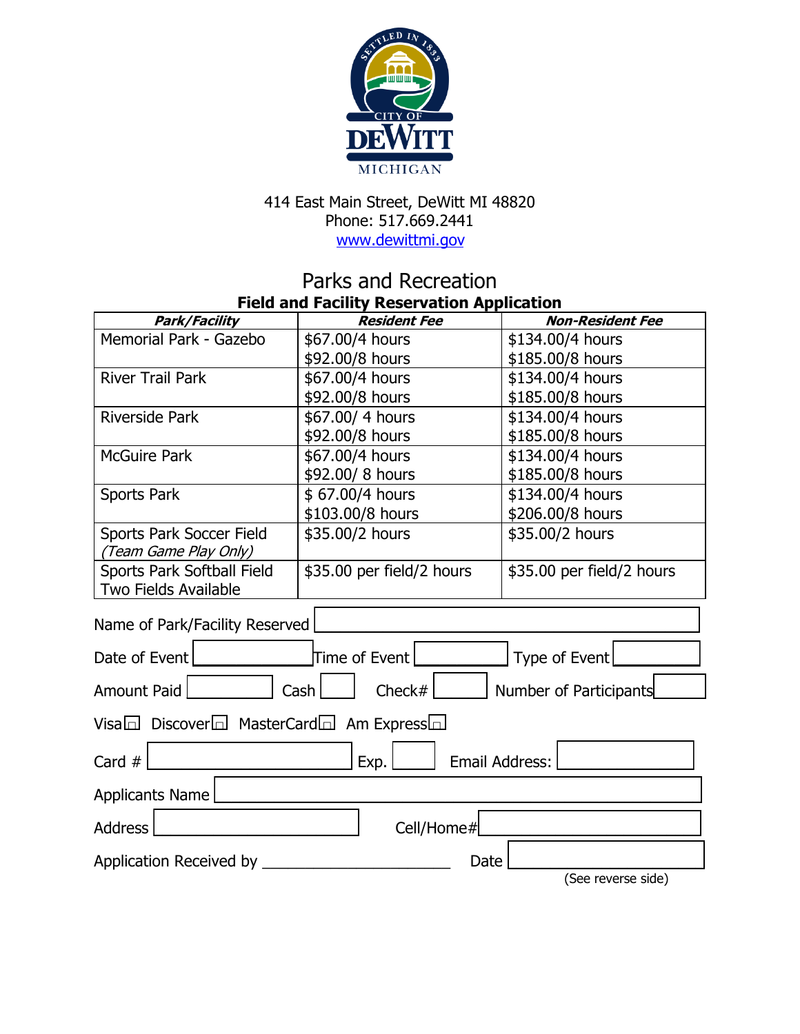414 East Main Street, DeWitt MI 48820
Phone: 517.669.2441
www.dewittmi.gov

# Parks and Recreation

## Field and Facility Reservation Application

| *Park/Facility* | *Resident Fee* | *Non-Resident Fee* |
|---|---|---|
| Memorial Park - Gazebo | $67.00/4 hours<br>$92.00/8 hours | $134.00/4 hours<br>$185.00/8 hours |
| River Trail Park | $67.00/4 hours<br>$92.00/8 hours | $134.00/4 hours<br>$185.00/8 hours |
| Riverside Park | $67.00/ 4 hours<br>$92.00/8 hours | $134.00/4 hours<br>$185.00/8 hours |
| McGuire Park | $67.00/4 hours<br>$92.00/ 8 hours | $134.00/4 hours<br>$185.00/8 hours |
| Sports Park | $ 67.00/4 hours<br>$103.00/8 hours | $134.00/4 hours<br>$206.00/8 hours |
| Sports Park Soccer Field<br>*(Team Game Play Only)* | $35.00/2 hours | $35.00/2 hours |
| Sports Park Softball Field<br>Two Fields Available | $35.00 per field/2 hours | $35.00 per field/2 hours |

Name of Park/Facility Reserved ____________________

Date of Event __________ Time of Event __________ Type of Event __________

Amount Paid __________ Cash ______ Check# ______ Number of Participants ______

Visa ☐ Discover ☐ MasterCard ☐ Am Express ☐

Card # ____________________ Exp. ______ Email Address: ____________________

Applicants Name ____________________

Address ____________________ Cell/Home# ____________________

Application Received by ______________________ Date __________

(See reverse side)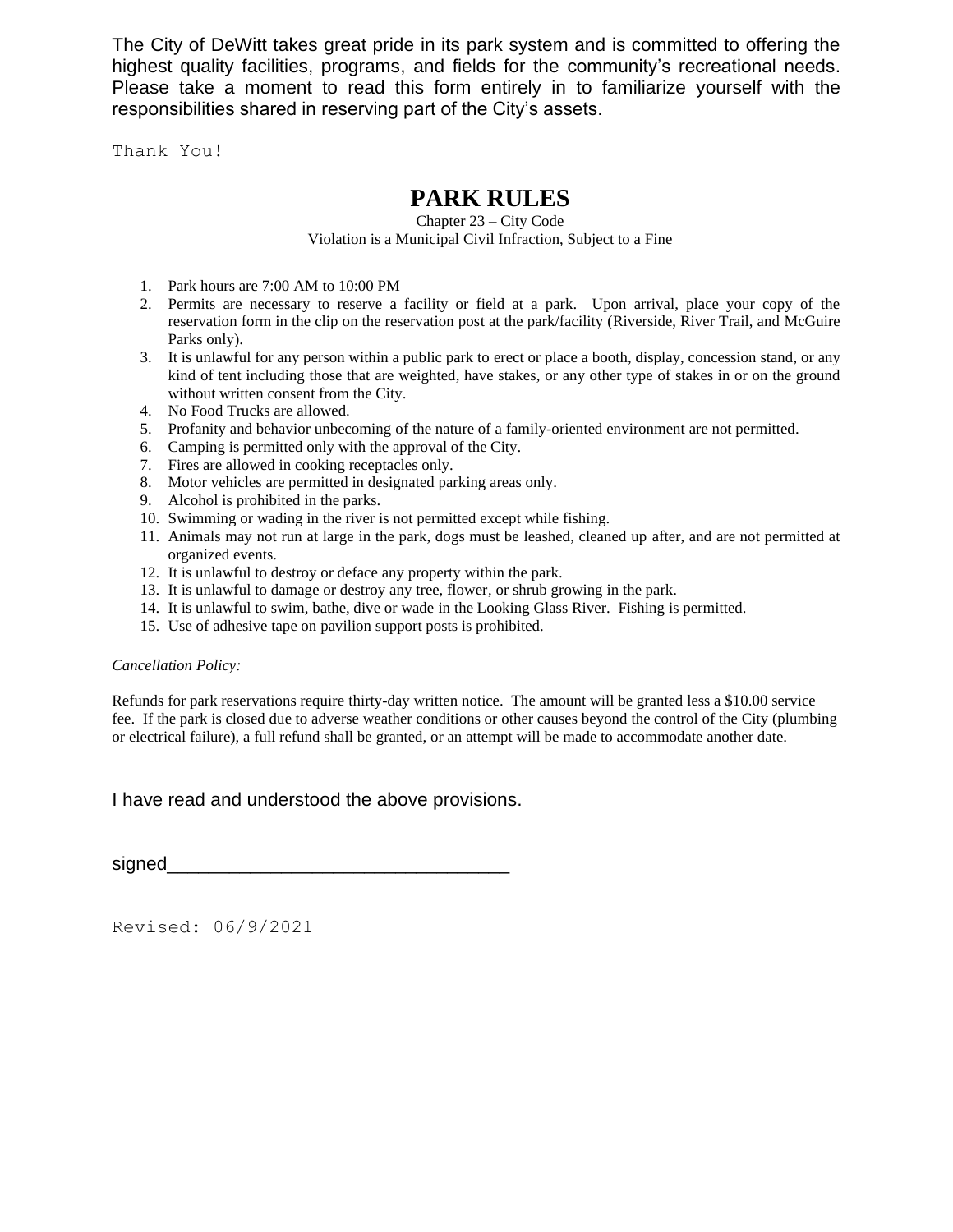The City of DeWitt takes great pride in its park system and is committed to offering the highest quality facilities, programs, and fields for the community's recreational needs. Please take a moment to read this form entirely in to familiarize yourself with the responsibilities shared in reserving part of the City's assets.

Thank You!

# PARK RULES

Chapter 23 – City Code
Violation is a Municipal Civil Infraction, Subject to a Fine

1. Park hours are 7:00 AM to 10:00 PM
2. Permits are necessary to reserve a facility or field at a park. Upon arrival, place your copy of the reservation form in the clip on the reservation post at the park/facility (Riverside, River Trail, and McGuire Parks only).
3. It is unlawful for any person within a public park to erect or place a booth, display, concession stand, or any kind of tent including those that are weighted, have stakes, or any other type of stakes in or on the ground without written consent from the City.
4. No Food Trucks are allowed.
5. Profanity and behavior unbecoming of the nature of a family-oriented environment are not permitted.
6. Camping is permitted only with the approval of the City.
7. Fires are allowed in cooking receptacles only.
8. Motor vehicles are permitted in designated parking areas only.
9. Alcohol is prohibited in the parks.
10. Swimming or wading in the river is not permitted except while fishing.
11. Animals may not run at large in the park, dogs must be leashed, cleaned up after, and are not permitted at organized events.
12. It is unlawful to destroy or deface any property within the park.
13. It is unlawful to damage or destroy any tree, flower, or shrub growing in the park.
14. It is unlawful to swim, bathe, dive or wade in the Looking Glass River. Fishing is permitted.
15. Use of adhesive tape on pavilion support posts is prohibited.

*Cancellation Policy:*

Refunds for park reservations require thirty-day written notice. The amount will be granted less a $10.00 service fee. If the park is closed due to adverse weather conditions or other causes beyond the control of the City (plumbing or electrical failure), a full refund shall be granted, or an attempt will be made to accommodate another date.

I have read and understood the above provisions.

signed_________________________________

Revised: 06/9/2021